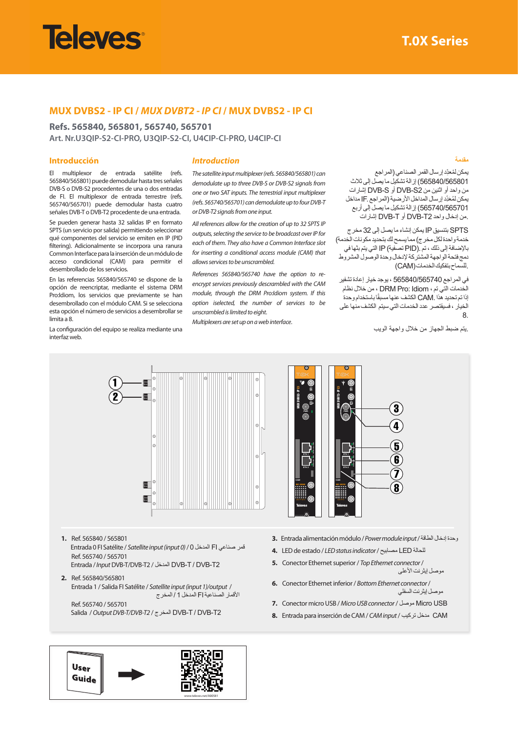Televes

T.0X Series

# MUX DVBS2 - IP CI / *MUX DVBT2 - IP CI* / MUX DVBS2 - IP CI

## Refs. 565840, 565801, 565740, 565701

Art. Nr.U3QIP-S2-CI-PRO, U3QIP-S2-CI, U4CIP-CI-PRO, U4CIP-CI

### Introducción

El multiplexor de entrada satélite (refs. 565840/565801) puede demodular hasta tres señales DVB-S o DVB-S2 procedentes de una o dos entradas de FI. El multiplexor de entrada terrestre (refs. 565740/565701) puede demodular hasta cuatro señales DVB-T o DVB-T2 procedente de una entrada.

Se pueden generar hasta 32 salidas IP en formato SPTS (un servicio por salida) permitiendo seleccionar qué componentes del servicio se emiten en IP (PID filtering). Adicionalmente se incorpora una ranura Common Interface para la inserción de un módulo de acceso condicional (CAM) para permitir el desembrollado de los servicios.

En las referencias 565840/565740 se dispone de la opción de reencriptar, mediante el sistema DRM Pro:Idiom, los servicios que previamente se han desembrollado con el módulo CAM. Si se selecciona esta opción el número de servicios a desembrollar se limita a 8.

La configuración del equipo se realiza mediante una interfaz web.

### *Introduction*

*The satellite input multiplexer (refs. 565840/565801) can demodulate up to three DVB-S or DVB-S2 signals from one or two SAT inputs. The terrestrial input multiplexer (refs. 565740/565701) can demodulate up to four DVB-T or DVB-T2 signals from one input.*

*All references allow for the creation of up to 32 SPTS IP outputs, selecting the service to be broadcast over IP for each of them. They also have a Common Interface slot for inserting a conditional access module (CAM) that allows services to be unscrambled.*

*References 565840/565740 have the option to re-encrypt services previously descrambled with the CAM module, through the DRM Pro:Idiom system. If this option is selected, the number of services to be unscrambled is limited to eight.*

*Multiplexers are set up on a web interface.*

### مقدمة

يمكن لمُعدِّد إرسال القمر الصناعي (المراجع 565840/565801) إزالة تشكيل ما يصل إلى ثلاث إشارات DVB-S2 أو DVB-S من واحد أو اثنين من مداخل IF. يمكن لمُعدِّد إرسال المداخل الأرضية (المراجع 565740/565701) إزالة تشكيل ما يصل إلى أربع إشارات DVB-T2 أو DVB-T من إدخال واحد.

يمكن إنشاء ما يصل إلى 32 مخرج IP بتنسيق SPTS خدمة واحدة لكل مخرج) مما يسمح لك بتحديد مكونات الخدمة التي يتم بثها في IP (تصفية PID)، بالإضافة إلى ذلك، تم دمج فتحة الواجهة المشتركة لإدخال وحدة الوصول المشروط (CAM) للسماح بتفكيك الخدمات.

في المراجع 565840/565740، يوجد خيار إعادة تشفير الخدمات التي تم، من خلال نظام DRM Pro: Idiom، الكشف عنها مسبقًا باستخدام وحدة CAM. إذا تم تحديد هذا الخيار، فسيقتصر عدد الخدمات التي سيتم الكشف منها على 8.

يتم ضبط الجهاز من خلال واجهة الويب.

1. Ref. 565840 / 565801
   Entrada 0 FI Satélite / *Satellite input (input 0)* / 0 قمر صناعي FI المدخل
   Ref. 565740 / 565701
   Entrada / *Input* DVB-T/DVB-T2 / المدخل DVB-T / DVB-T2
2. Ref. 565840/565801
   Entrada 1 / Salida FI Satélite / *Satellite input (input 1)/output* / الأقمار الصناعية FI المدخل 1 / المخرج
   Ref. 565740 / 565701
   Salida / *Output DVB-T/DVB-T2* / مخرج DVB-T / DVB-T2
3. Entrada alimentación módulo / *Power module input* / وحدة إدخال الطاقة
4. LED de estado / *LED status indicator* / مصباح LED للحالة
5. Conector Ethernet superior / *Top Ethernet connector* / موصل إيثرنت الأعلى
6. Conector Ethernet inferior / *Bottom Ethernet connector* / موصل إيثرنت السفلي
7. Conector micro USB / *Micro USB connector* / موصل Micro USB
8. Entrada para inserción de CAM / *CAM input* / مدخل تركيب CAM

User Guide

www.televes.net/A00581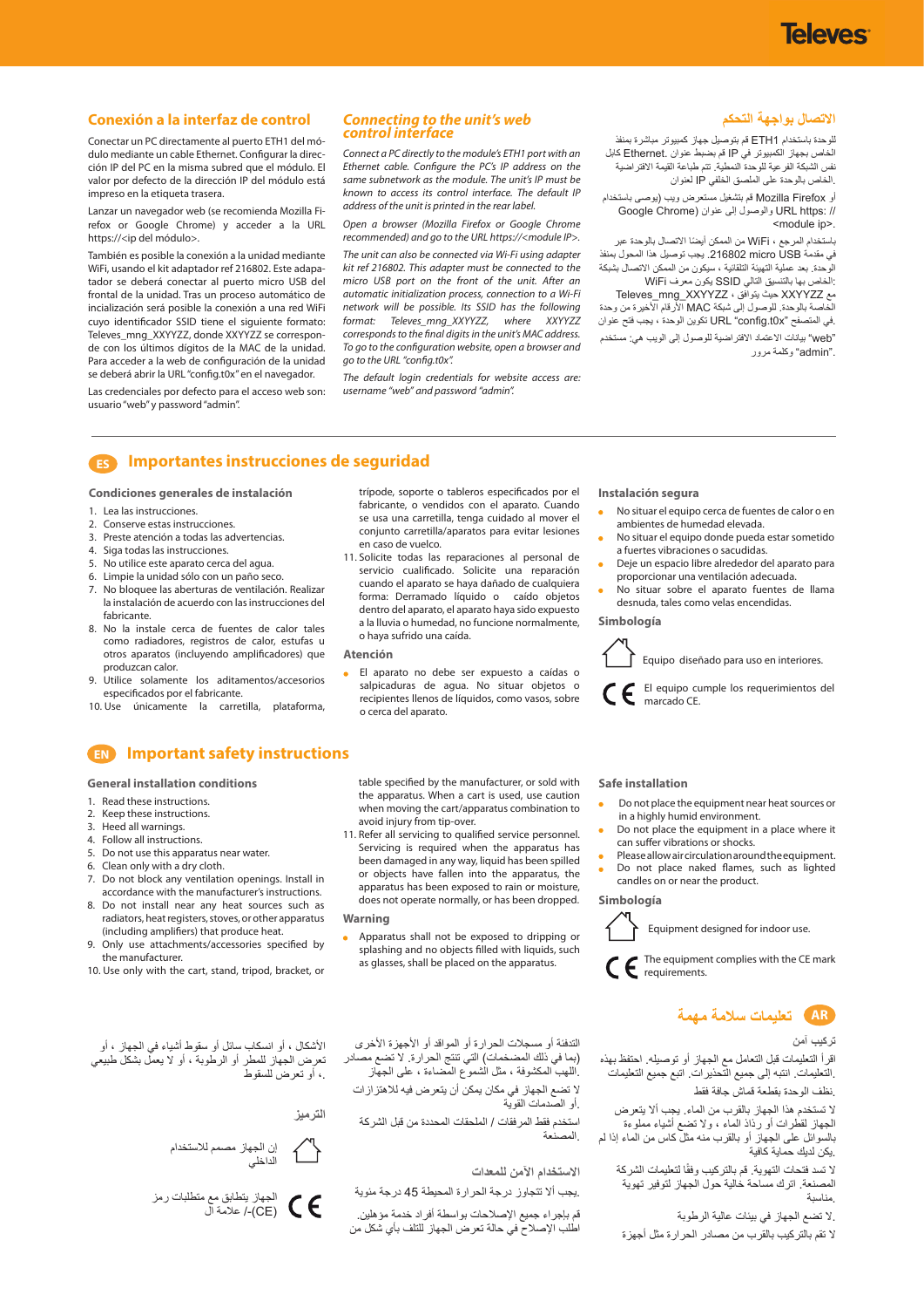## Conexión a la interfaz de control

Conectar un PC directamente al puerto ETH1 del módulo mediante un cable Ethernet. Configurar la dirección IP del PC en la misma subred que el módulo. El valor por defecto de la dirección IP del módulo está impreso en la etiqueta trasera.

Lanzar un navegador web (se recomienda Mozilla Firefox o Google Chrome) y acceder a la URL https://<ip del módulo>.

También es posible la conexión a la unidad mediante WiFi, usando el kit adaptador ref 216802. Este adaptador se deberá conectar al puerto micro USB del frontal de la unidad. Tras un proceso automático de incialización será posible la conexión a una red WiFi cuyo identificador SSID tiene el siguiente formato: Televes_mng_XXYYZZ, donde XXYYZZ se corresponde con los últimos dígitos de la MAC de la unidad. Para acceder a la web de configuración de la unidad se deberá abrir la URL "config.t0x" en el navegador.

Las credenciales por defecto para el acceso web son: usuario "web" y password "admin".

## *Connecting to the unit's web control interface*

*Connect a PC directly to the module's ETH1 port with an Ethernet cable. Configure the PC's IP address on the same subnetwork as the module. The unit's IP must be known to access its control interface. The default IP address of the unit is printed in the rear label.*

*Open a browser (Mozilla Firefox or Google Chrome recommended) and go to the URL https://<module IP>.*

*The unit can also be connected via Wi-Fi using adapter kit ref 216802. This adapter must be connected to the micro USB port on the front of the unit. After an automatic initialization process, connection to a Wi-Fi network will be possible. Its SSID has the following format: Televes_mng_XXYYZZ, where XXYYZZ corresponds to the final digits in the unit's MAC address. To go to the configuration website, open a browser and go to the URL "config.t0x".*

*The default login credentials for website access are: username "web" and password "admin".*

## الاتصال بواجهة التحكم

للوحدة باستخدام ETH1 قم بتوصيل جهاز كمبيوتر مباشرة بمنفذ الخاص بجهاز الكمبيوتر في IP قم بضبط عنوان .Ethernet كابل نفس الشبكة الفرعية للوحدة النمطية. تتم طباعة القيمة الافتراضية .الخاص بالوحدة على الملصق الخلفي IP لعنوان

أو Mozilla Firefox قم بتشغيل مستعرض ويب (يوصى باستخدام // :https URL والوصول إلى عنوان (Google Chrome <module ip>.

باستخدام المرجع ، WiFi من الممكن أيضًا الاتصال بالوحدة عبر في مقدمة micro USB 216802. يجب توصيل هذا المحول بمنفذ الوحدة. بعد عملية التهيئة التلقائية ، سيكون من الممكن الاتصال بشبكة :الخاص بها بالتنسيق التالي SSID يكون معرف WiFi مع XXYYZZ حيث يتوافق ، Televes_mng_XXYYZZ الخاصة بالوحدة. للوصول إلى MAC الأرقام الأخيرة من وحدة .في المتصفح "config.t0x" URL تكوين الوحدة ، يجب فتح عنوان

"web" بيانات الاعتماد الافتراضية للوصول إلى الويب هي: مستخدم ."admin" وكلمة مرور

---

## ES Importantes instrucciones de seguridad

### Condiciones generales de instalación

1. Lea las instrucciones.
2. Conserve estas instrucciones.
3. Preste atención a todas las advertencias.
4. Siga todas las instrucciones.
5. No utilice este aparato cerca del agua.
6. Limpie la unidad sólo con un paño seco.
7. No bloquee las aberturas de ventilación. Realizar la instalación de acuerdo con las instrucciones del fabricante.
8. No la instale cerca de fuentes de calor tales como radiadores, registros de calor, estufas u otros aparatos (incluyendo amplificadores) que produzcan calor.
9. Utilice solamente los aditamentos/accesorios especificados por el fabricante.
10. Use únicamente la carretilla, plataforma, trípode, soporte o tableros especificados por el fabricante, o vendidos con el aparato. Cuando se usa una carretilla, tenga cuidado al mover el conjunto carretilla/aparatos para evitar lesiones en caso de vuelco.
11. Solicite todas las reparaciones al personal de servicio cualificado. Solicite una reparación cuando el aparato se haya dañado de cualquiera forma: Derramado líquido o caído objetos dentro del aparato, el aparato haya sido expuesto a la lluvia o humedad, no funcione normalmente, o haya sufrido una caída.

### Atención

- El aparato no debe ser expuesto a caídas o salpicaduras de agua. No situar objetos o recipientes llenos de líquidos, como vasos, sobre o cerca del aparato.

### Instalación segura

- No situar el equipo cerca de fuentes de calor o en ambientes de humedad elevada.
- No situar el equipo donde pueda estar sometido a fuertes vibraciones o sacudidas.
- Deje un espacio libre alrededor del aparato para proporcionar una ventilación adecuada.
- No situar sobre el aparato fuentes de llama desnuda, tales como velas encendidas.

### Simbología

Equipo diseñado para uso en interiores.

El equipo cumple los requerimientos del marcado CE.

## EN Important safety instructions

### General installation conditions

1. Read these instructions.
2. Keep these instructions.
3. Heed all warnings.
4. Follow all instructions.
5. Do not use this apparatus near water.
6. Clean only with a dry cloth.
7. Do not block any ventilation openings. Install in accordance with the manufacturer's instructions.
8. Do not install near any heat sources such as radiators, heat registers, stoves, or other apparatus (including amplifiers) that produce heat.
9. Only use attachments/accessories specified by the manufacturer.
10. Use only with the cart, stand, tripod, bracket, or table specified by the manufacturer, or sold with the apparatus. When a cart is used, use caution when moving the cart/apparatus combination to avoid injury from tip-over.
11. Refer all servicing to qualified service personnel. Servicing is required when the apparatus has been damaged in any way, liquid has been spilled or objects have fallen into the apparatus, the apparatus has been exposed to rain or moisture, does not operate normally, or has been dropped.

### Warning

- Apparatus shall not be exposed to dripping or splashing and no objects filled with liquids, such as glasses, shall be placed on the apparatus.

### Safe installation

- Do not place the equipment near heat sources or in a highly humid environment.
- Do not place the equipment in a place where it can suffer vibrations or shocks.
- Please allow air circulation around the equipment.
- Do not place naked flames, such as lighted candles on or near the product.

### Simbología

Equipment designed for indoor use.

The equipment complies with the CE mark requirements.

## AR تعليمات سلامة مهمة

تركيب آمن

اقرأ التعليمات قبل التعامل مع الجهاز أو توصيله. احتفظ بهذه .التعليمات. انتبه إلى جميع التحذيرات. اتبع جميع التعليمات

.نظف الوحدة بقطعة قماش جافة فقط

لا تستخدم هذا الجهاز بالقرب من الماء. يجب ألا يتعرض الجهاز لقطرات أو رذاذ الماء ، ولا تضع أشياء مملوءة بالسوائل على الجهاز أو بالقرب منه مثل كأس من الماء إذا لم .يكن لديك حماية كافية

لا تسد فتحات التهوية. قم بالتركيب وفقًا لتعليمات الشركة المصنعة. اترك مساحة خالية حول الجهاز لتوفير تهوية .مناسبة

.لا تضع الجهاز في بيئات عالية الرطوبة

لا تقم بالتركيب بالقرب من مصادر الحرارة مثل أجهزة التدفئة أو مسجلات الحرارة أو المواقد أو الأجهزة الأخرى (بما في ذلك المضخمات) التي تنتج الحرارة. لا تضع مصادر .اللهب المكشوفة ، مثل الشموع المضاءة ، على الجهاز

لا تضع الجهاز في مكان يمكن أن يتعرض فيه للاهتزازات .أو الصدمات القوية

استخدم فقط المرفقات / الملحقات المحددة من قبل الشركة .المصنعة

الاستخدام الآمن للمعدات

.يجب ألا تتجاوز درجة الحرارة المحيطة 45 درجة مئوية

قم بإجراء جميع الإصلاحات بواسطة أفراد خدمة مؤهلين. اطلب الإصلاح في حالة تعرض الجهاز للتلف بأي شكل من الأشكال ، أو انسكاب سائل أو سقوط أشياء في الجهاز ، أو تعرض الجهاز للمطر أو الرطوبة ، أو لا يعمل بشكل طبيعي .، أو تعرض للسقوط

الترميز

إن الجهاز مصمم للاستخدام الداخلي

الجهاز يتطابق مع متطلبات رمز (CE)-/ علامة الـ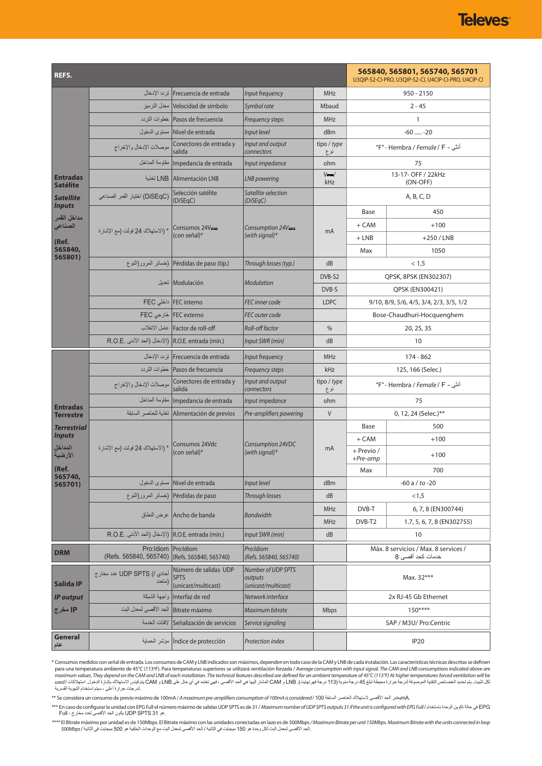| REFS. | | | | | 565840, 565801, 565740, 565701<br>U3QIP-S2-CI-PRO, U3QIP-S2-CI, U4CIP-CI-PRO, U4CIP-CI | |
|---|---|---|---|---|---|---|
| **Entradas Satélite**<br>***Satellite Inputs***<br>مداخل القمر الصناعي<br>**(Ref. 565840, 565801)** | تردد الإدخال | Frecuencia de entrada | *Input frequency* | MHz | 950 - 2150 | |
| | معدل الترميز | Velocidad de símbolo | *Symbol rate* | Mbaud | 2 - 45 | |
| | خطوات التردد | Pasos de frecuencia | *Frequency steps* | MHz | 1 | |
| | مستوى الدخول | Nivel de entrada | *Input level* | dBm | -60 ..... -20 | |
| | موصلات الإدخال والإخراج | Conectores de entrada y salida | *Input and output connectors* | tipo / *type* نوع | "F" - Hembra / *Female* / F - أنثى | |
| | مقاومة المداخل | Impedancia de entrada | *Input impedance* | ohm | 75 | |
| | LNB تغذية | Alimentación LNB | *LNB powering* | V⎓/ kHz | 13-17- OFF / 22kHz (ON-OFF) | |
| | (DiSEqC) اختيار القمر الصناعي | Selección satélite (DiSEqC) | *Satellite selection (DiSEqC)* | | A, B, C, D | |
| | * (الاستهلاك 24 فولت (مع الإشارة | Consumos 24V⎓ (con señal)* | *Consumption 24V⎓ (with signal)** | mA | Base | 450 |
| | | | | | + CAM | +100 |
| | | | | | + LNB | +250 / LNB |
| | | | | | Max | 1050 |
| | خسائر المرور(النوع) | Pérdidas de paso (típ.) | *Through losses (typ.)* | dB | < 1,5 | |
| | تعديل | Modulación | *Modulation* | DVB-S2 | QPSK, 8PSK (EN302307) | |
| | | | | DVB-S | QPSK (EN300421) | |
| | FEC داخلي | FEC interno | *FEC inner code* | LDPC | 9/10, 8/9, 5/6, 4/5, 3/4, 2/3, 3/5, 1/2 | |
| | FEC خارجي | FEC externo | *FEC outer code* | | Bose-Chaudhuri-Hocquenghem | |
| | عامل الانقلاب | Factor de roll-off | *Roll-off factor* | % | 20, 25, 35 | |
| | R.O.E. الإدخال (الحد الأدنى) | R.O.E. entrada (mín.) | *Input SWR (min)* | dB | 10 | |
| **Entradas Terrestre**<br>***Terrestrial Inputs***<br>المداخل الأرضية<br>**(Ref. 565740, 565701)** | تردد الإدخال | Frecuencia de entrada | *Input frequency* | MHz | 174 - 862 | |
| | خطوات التردد | Pasos de frecuencia | *Frequency steps* | kHz | 125, 166 (Selec.) | |
| | موصلات الإدخال والإخراج | Conectores de entrada y salida | *Input and output connectors* | tipo / *type* نوع | "F" - Hembra / *Female* / F - أنثى | |
| | مقاومة المداخل | Impedancia de entrada | *Input impedance* | ohm | 75 | |
| | تغذية للعناصر السابقة | Alimentación de previos | *Pre-amplifiers powering* | V | 0, 12, 24 (Selec.)** | |
| | * (الاستهلاك 24 فولت (مع الإشارة | Consumos 24Vdc (con señal)* | *Consumption 24VDC (with signal)** | mA | Base | 500 |
| | | | | | + CAM | +100 |
| | | | | | + Previo / *+Pre-amp* | +100 |
| | | | | | Max | 700 |
| | مستوى الدخول | Nivel de entrada | *Input level* | dBm | -60 a / *to* -20 | |
| | خسائر المرور(النوع) | Pérdidas de paso | *Through losses* | dB | <1,5 | |
| | عرض النطاق | Ancho de banda | *Bandwidth* | MHz | DVB-T | 6, 7, 8 (EN300744) |
| | | | | MHz | DVB-T2 | 1.7, 5, 6, 7, 8 (EN302755) |
| | R.O.E. الإدخال (الحد الأدنى) | R.O.E. entrada (mín.) | *Input SWR (min)* | dB | 10 | |
| **DRM** | Pro:Idiom (Refs. 565840, 565740) | Pro:Idiom (Refs. 565840, 565740) | *Pro:Idiom (Refs. 565840, 565740)* | | Máx. 8 servicios / Max. 8 services / خدمات كحد أقصى 8 | |
| **Salida IP**<br>***IP output***<br>IP مخرج | أحادي /) UDP SPTS عدد مخارج (متعدد | Número de salidas UDP SPTS (unicast/multicast) | *Number of UDP SPTS outputs (unicast/multicast)* | | Max. 32*** | |
| | واجهة الشبكة | Interfaz de red | *Network interface* | | 2x RJ-45 Gb Ethernet | |
| | الحد الأقصى لمعدل البت | Bitrate máximo | *Maximum bitrate* | Mbps | 150**** | |
| | لافتات الخدمة | Señalización de servicios | *Service signaling* | | SAP / M3U/ Pro:Centric | |
| **General** عام | مؤشر الحماية | Índice de protección | *Protection index* | | IP20 | |

\* Consumos medidos con señal de entrada. Los consumos de CAM y LNB indicados son máximos, dependen en todo caso de la CAM y LNB de cada instalación. Las características técnicas descritas se definen para una temperatura ambiente de 45ºC (113ºF). Para temperaturas superiores se utilizará ventilación forzada / *Average consumption with input signal. The CAM and LNB consumptions indicated above are maximum values. They depend on the CAM and LNB of each installation. The technical features described are defined for an ambient temperature of 45ºC (113ºF) At higher temperatures forced ventilation will be used* / لكل تثبيت. يتم تحديد الخصائص التقنية الموصوفة لدرجة حرارة محيطة تبلغ 45 درجة مئوية (113 درجة فهرنهايت). LNB و CAM المشار إليها هي الحد الأقصى ، فهي تعتمد في أي حال على LNB و CAM يتم قياس الاستهلاك بإشارة الدخول. استهلاكات .لدرجات حرارة أعلى ، سيتم استخدام التهوية القسرية

\*\* Se considera un consumo de previo máximo de 100mA / *A maximum pre-amplifiers consumption of 100mA is considered* / يعتبر الحد الأقصى لاستهلاك العناصر السابقة 100mA.

\*\*\* En caso de configurar la unidad con EPG Full el número máximo de salidas UDP SPTS es de 31 / *Maximum number of UDP SPTS outputs 31 if the unit is configured with EPG Full* / في حالة تكوين الوحدة باستخدام EPG Full ، يكون الحد الأقصى لعدد مخارج UDP SPTS هو 31.

\*\*\*\* El Bitrate máximo por unidad es de 150Mbps. El Bitrate máximo con las unidades conectadas en lazo es de 500Mbps / *Maximum Bitrate per unit 150Mbps. Maximum Bitrate with the units connected in loop 500Mbps* / الحد الأقصى لمعدل البت لكل وحدة هو 150 ميجابت في الثانية / الحد الأقصى لمعدل البت مع الوحدات الحلقية هو 500 ميجابت في الثانية.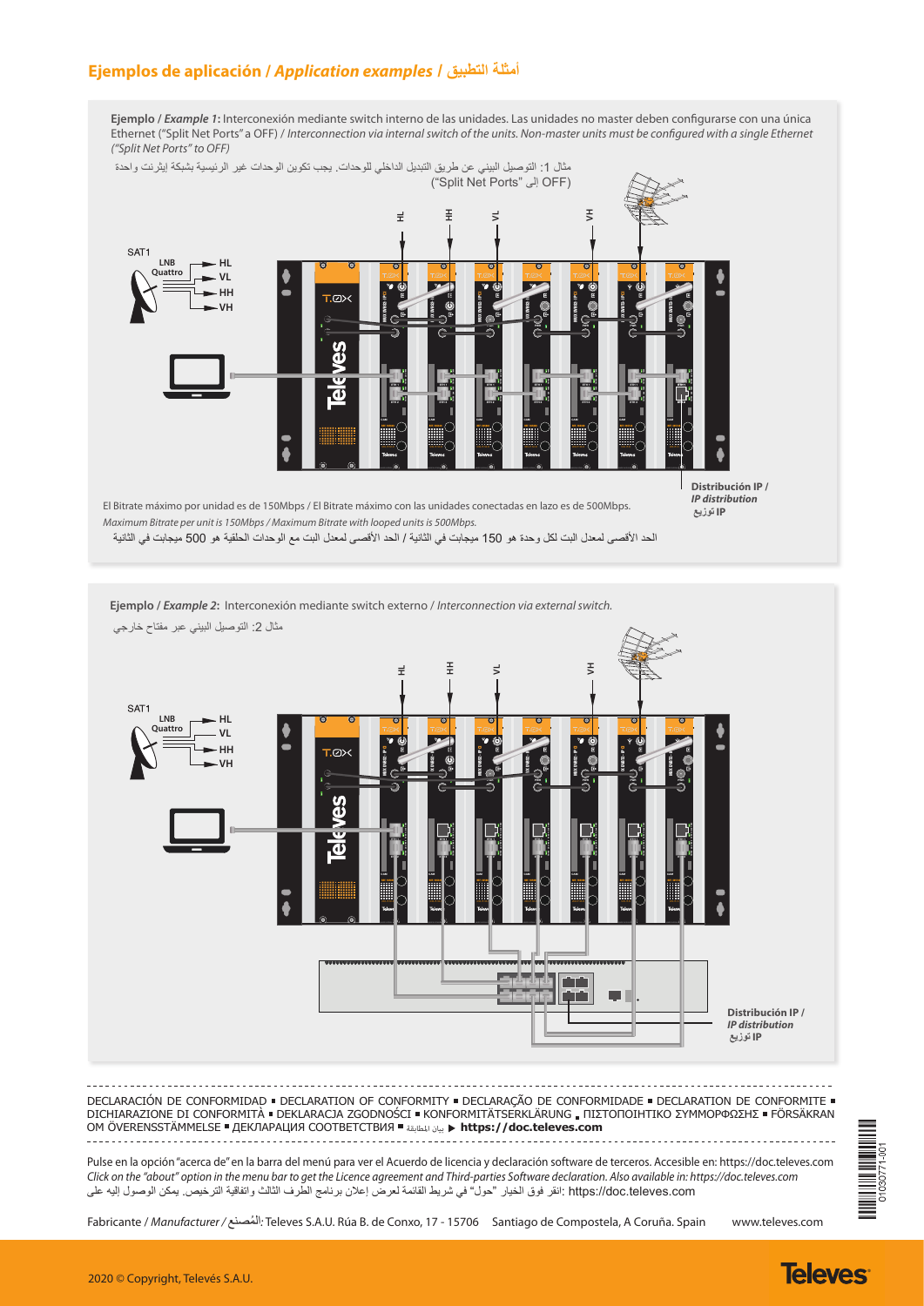## Ejemplos de aplicación / *Application examples* / أمثلة التطبيق

**Ejemplo / *Example 1:*** Interconexión mediante switch interno de las unidades. Las unidades no master deben configurarse con una única Ethernet ("Split Net Ports" a OFF) / *Interconnection via internal switch of the units. Non-master units must be configured with a single Ethernet ("Split Net Ports" to OFF)*

مثال 1: التوصيل البيني عن طريق التبديل الداخلي للوحدات. يجب تكوين الوحدات غير الرئيسية بشبكة إيثرنت واحدة ("Split Net Ports" إلى OFF)

HL
HH
VL
VH

SAT1
LNB Quattro
HL
VL
HH
VH

**Distribución IP /**
***IP distribution***
**IP توزيع**

El Bitrate máximo por unidad es de 150Mbps / El Bitrate máximo con las unidades conectadas en lazo es de 500Mbps.
*Maximum Bitrate per unit is 150Mbps / Maximum Bitrate with looped units is 500Mbps.*
الحد الأقصى لمعدل البت لكل وحدة هو 150 ميجابت في الثانية / الحد الأقصى لمعدل البت مع الوحدات الحلقية هو 500 ميجابت في الثانية

**Ejemplo / *Example 2:*** Interconexión mediante switch externo / *Interconnection via external switch.*

مثال 2: التوصيل البيني عبر مفتاح خارجي

HL
HH
VL
VH

SAT1
LNB Quattro
HL
VL
HH
VH

**Distribución IP /**
***IP distribution***
**IP توزيع**

DECLARACIÓN DE CONFORMIDAD ▪ DECLARATION OF CONFORMITY ▪ DECLARAÇÃO DE CONFORMIDADE ▪ DECLARATION DE CONFORMITE ▪ DICHIARAZIONE DI CONFORMITÀ ▪ DEKLARACJA ZGODNOŚCI ▪ KONFORMITÄTSERKLÄRUNG ▪ ΠΙΣΤΟΠΟΙΗΤΙΚΟ ΣΥΜΜΟΡΦΩΣΗΣ ▪ FÖRSÄKRAN OM ÖVERENSSTÄMMELSE ▪ ДЕКЛАРАЦИЯ СООТВЕТСТВИЯ ▪ بيان المطابقة ▶ **https://doc.televes.com**

Pulse en la opción "acerca de" en la barra del menú para ver el Acuerdo de licencia y declaración software de terceros. Accesible en: https://doc.televes.com
*Click on the "about" option in the menu bar to get the Licence agreement and Third-parties Software declaration. Also available in: https://doc.televes.com*
انقر فوق الخيار "حول" في شريط القائمة لعرض إعلان برنامج الطرف الثالث واتفاقية الترخيص. يمكن الوصول إليه على: https://doc.televes.com

Fabricante / *Manufacturer* / المُصنع: Televes S.A.U. Rúa B. de Conxo, 17 - 15706 Santiago de Compostela, A Coruña. Spain www.televes.com

01030771-001

2020 © Copyright, Televés S.A.U.